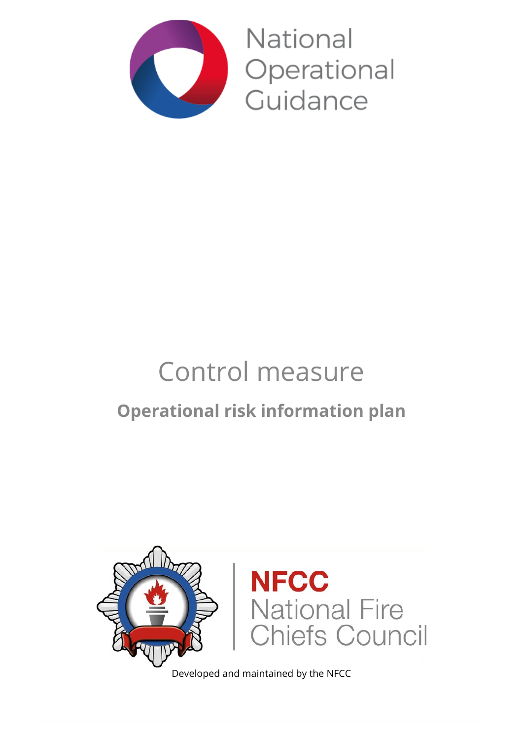National Operational Guidance

# Control measure

## Operational risk information plan

NFCC National Fire Chiefs Council

Developed and maintained by the NFCC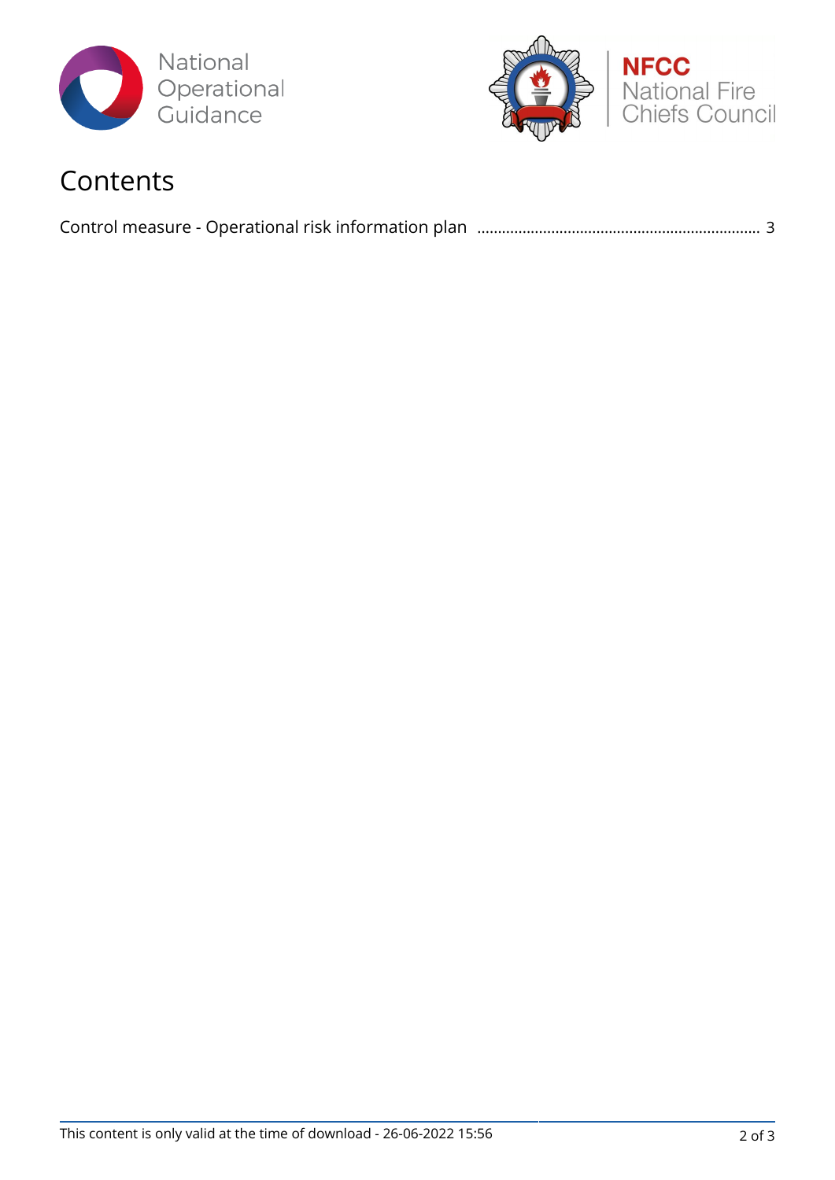# Contents

Control measure - Operational risk information plan ..................................................................... 3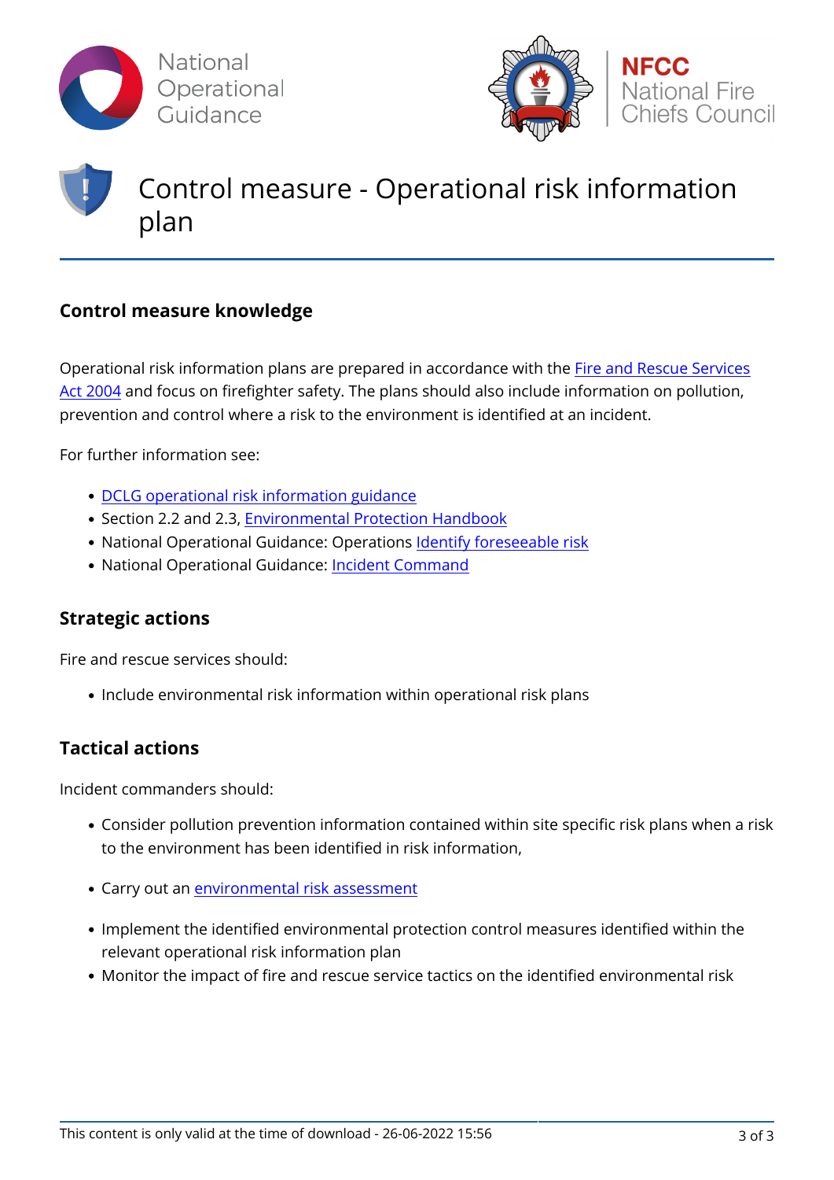# Control measure - Operational risk information plan

## Control measure knowledge

Operational risk information plans are prepared in accordance with the Fire and Rescue Services Act 2004 and focus on firefighter safety. The plans should also include information on pollution, prevention and control where a risk to the environment is identified at an incident.

For further information see:

- DCLG operational risk information guidance
- Section 2.2 and 2.3, Environmental Protection Handbook
- National Operational Guidance: Operations Identify foreseeable risk
- National Operational Guidance: Incident Command

## Strategic actions

Fire and rescue services should:

- Include environmental risk information within operational risk plans

## Tactical actions

Incident commanders should:

- Consider pollution prevention information contained within site specific risk plans when a risk to the environment has been identified in risk information,
- Carry out an environmental risk assessment
- Implement the identified environmental protection control measures identified within the relevant operational risk information plan
- Monitor the impact of fire and rescue service tactics on the identified environmental risk

This content is only valid at the time of download - 26-06-2022 15:56